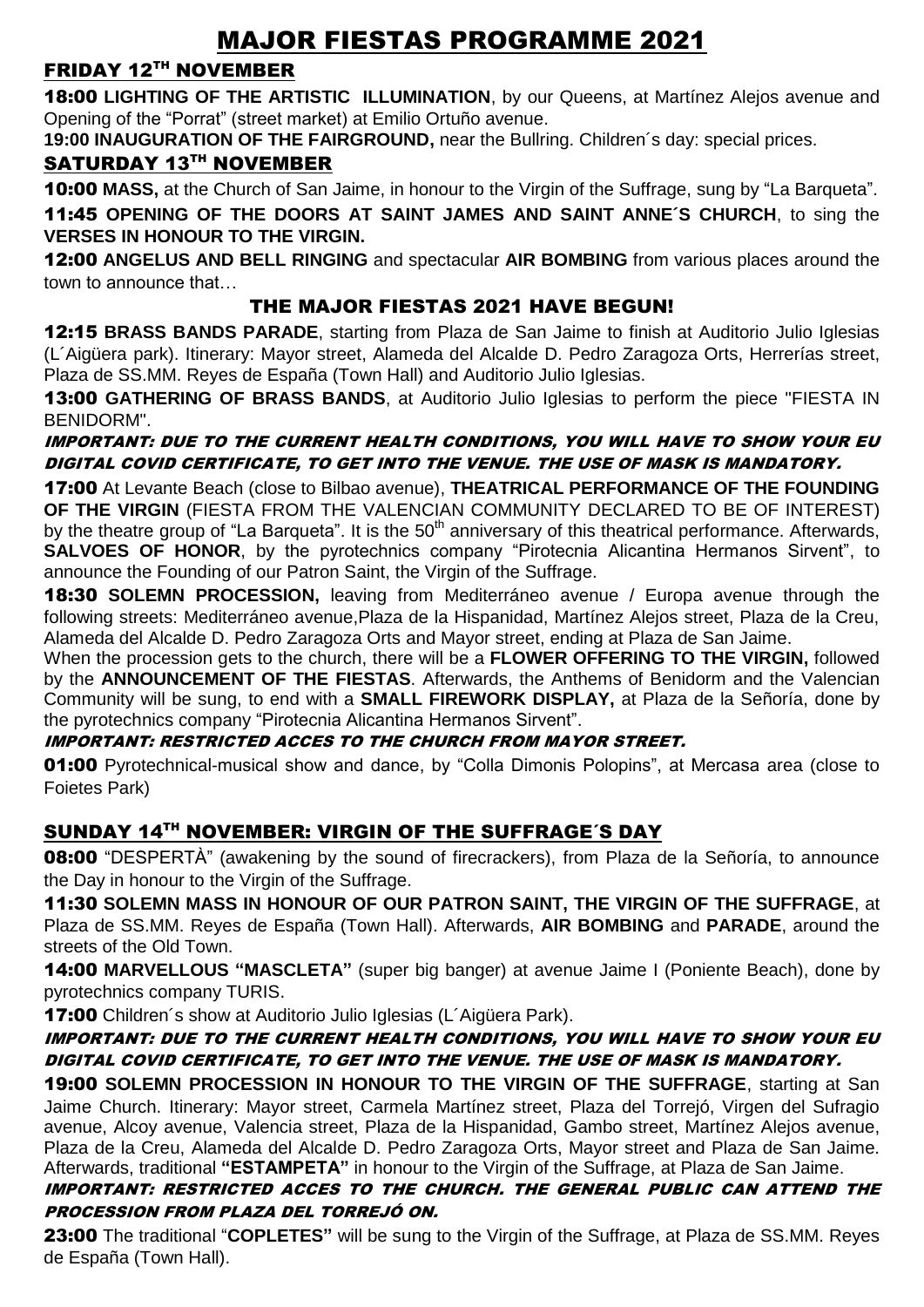# MAJOR FIESTAS PROGRAMME 2021

## FRIDAY 12TH NOVEMBER

**18:00 LIGHTING OF THE ARTISTIC ILLUMINATION**, by our Queens, at Martínez Alejos avenue and Opening of the "Porrat" (street market) at Emilio Ortuño avenue.

**19:00 INAUGURATION OF THE FAIRGROUND,** near the Bullring. Children´s day: special prices.

## SATURDAY 13TH NOVEMBER

**10:00 MASS,** at the Church of San Jaime, in honour to the Virgin of the Suffrage, sung by "La Barqueta".

**11:45 OPENING OF THE DOORS AT SAINT JAMES AND SAINT ANNE´S CHURCH**, to sing the **VERSES IN HONOUR TO THE VIRGIN.**

**12:00 ANGELUS AND BELL RINGING** and spectacular **AIR BOMBING** from various places around the town to announce that…

### THE MAJOR FIESTAS 2021 HAVE BEGUN!

**12:15 BRASS BANDS PARADE**, starting from Plaza de San Jaime to finish at Auditorio Julio Iglesias (L´Aigüera park). Itinerary: Mayor street, Alameda del Alcalde D. Pedro Zaragoza Orts, Herrerías street, Plaza de SS.MM. Reyes de España (Town Hall) and Auditorio Julio Iglesias.

**13:00 GATHERING OF BRASS BANDS**, at Auditorio Julio Iglesias to perform the piece "FIESTA IN BENIDORM".

***IMPORTANT: DUE TO THE CURRENT HEALTH CONDITIONS, YOU WILL HAVE TO SHOW YOUR EU DIGITAL COVID CERTIFICATE, TO GET INTO THE VENUE. THE USE OF MASK IS MANDATORY.***

**17:00** At Levante Beach (close to Bilbao avenue), **THEATRICAL PERFORMANCE OF THE FOUNDING OF THE VIRGIN** (FIESTA FROM THE VALENCIAN COMMUNITY DECLARED TO BE OF INTEREST) by the theatre group of "La Barqueta". It is the 50th anniversary of this theatrical performance. Afterwards, **SALVOES OF HONOR**, by the pyrotechnics company "Pirotecnia Alicantina Hermanos Sirvent", to announce the Founding of our Patron Saint, the Virgin of the Suffrage.

**18:30 SOLEMN PROCESSION,** leaving from Mediterráneo avenue / Europa avenue through the following streets: Mediterráneo avenue,Plaza de la Hispanidad, Martínez Alejos street, Plaza de la Creu, Alameda del Alcalde D. Pedro Zaragoza Orts and Mayor street, ending at Plaza de San Jaime.

When the procession gets to the church, there will be a **FLOWER OFFERING TO THE VIRGIN,** followed by the **ANNOUNCEMENT OF THE FIESTAS**. Afterwards, the Anthems of Benidorm and the Valencian Community will be sung, to end with a **SMALL FIREWORK DISPLAY,** at Plaza de la Señoría, done by the pyrotechnics company "Pirotecnia Alicantina Hermanos Sirvent".

***IMPORTANT: RESTRICTED ACCES TO THE CHURCH FROM MAYOR STREET.***

**01:00** Pyrotechnical-musical show and dance, by "Colla Dimonis Polopins", at Mercasa area (close to Foietes Park)

## SUNDAY 14TH NOVEMBER: VIRGIN OF THE SUFFRAGE´S DAY

**08:00** "DESPERTÀ" (awakening by the sound of firecrackers), from Plaza de la Señoría, to announce the Day in honour to the Virgin of the Suffrage.

**11:30 SOLEMN MASS IN HONOUR OF OUR PATRON SAINT, THE VIRGIN OF THE SUFFRAGE**, at Plaza de SS.MM. Reyes de España (Town Hall). Afterwards, **AIR BOMBING** and **PARADE**, around the streets of the Old Town.

**14:00 MARVELLOUS "MASCLETA"** (super big banger) at avenue Jaime I (Poniente Beach), done by pyrotechnics company TURIS.

**17:00** Children´s show at Auditorio Julio Iglesias (L´Aigüera Park).

***IMPORTANT: DUE TO THE CURRENT HEALTH CONDITIONS, YOU WILL HAVE TO SHOW YOUR EU DIGITAL COVID CERTIFICATE, TO GET INTO THE VENUE. THE USE OF MASK IS MANDATORY.***

**19:00 SOLEMN PROCESSION IN HONOUR TO THE VIRGIN OF THE SUFFRAGE**, starting at San Jaime Church. Itinerary: Mayor street, Carmela Martínez street, Plaza del Torrejó, Virgen del Sufragio avenue, Alcoy avenue, Valencia street, Plaza de la Hispanidad, Gambo street, Martínez Alejos avenue, Plaza de la Creu, Alameda del Alcalde D. Pedro Zaragoza Orts, Mayor street and Plaza de San Jaime. Afterwards, traditional **"ESTAMPETA"** in honour to the Virgin of the Suffrage, at Plaza de San Jaime.

***IMPORTANT: RESTRICTED ACCES TO THE CHURCH. THE GENERAL PUBLIC CAN ATTEND THE PROCESSION FROM PLAZA DEL TORREJÓ ON.***

**23:00** The traditional "**COPLETES"** will be sung to the Virgin of the Suffrage, at Plaza de SS.MM. Reyes de España (Town Hall).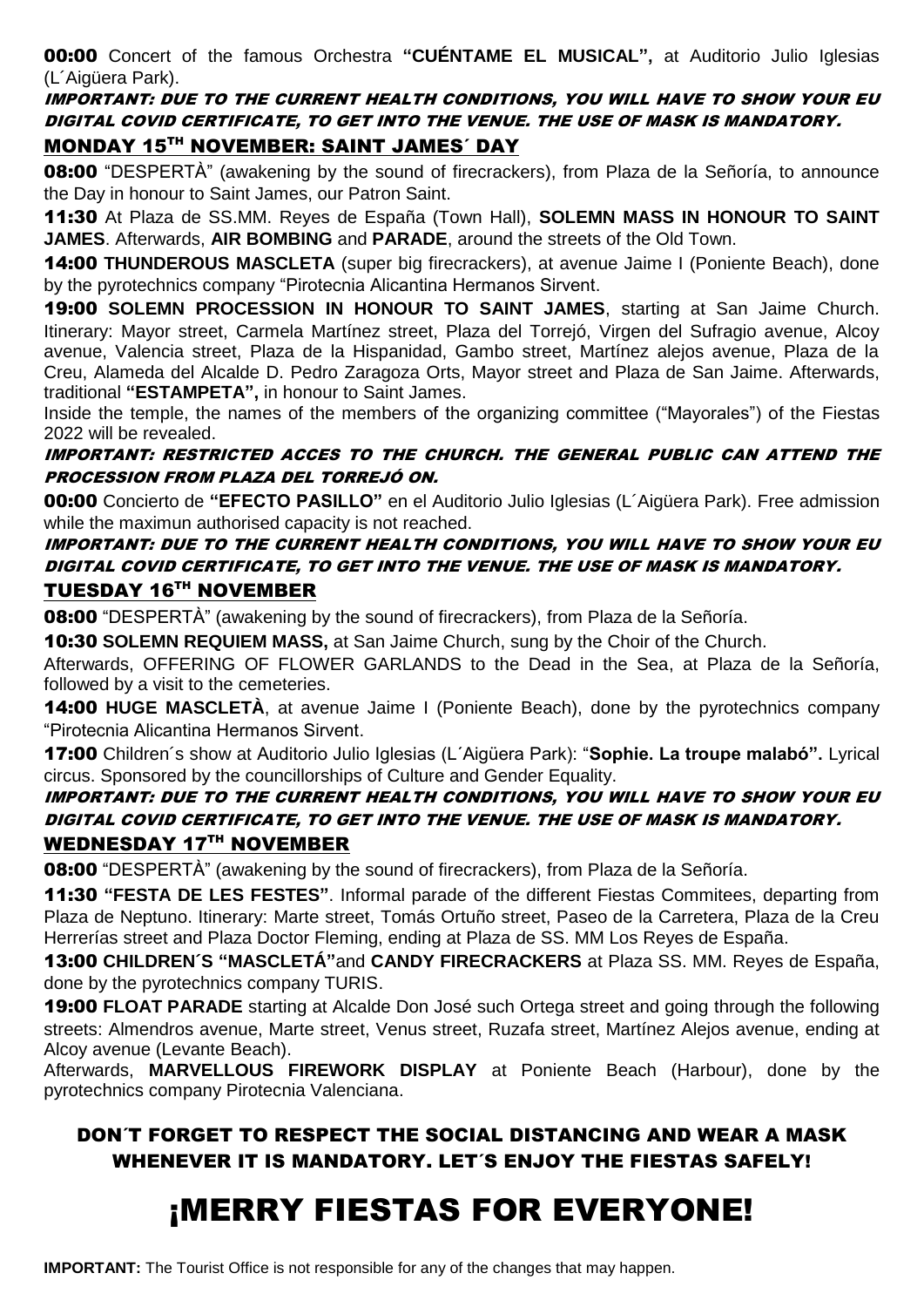**00:00** Concert of the famous Orchestra **"CUÉNTAME EL MUSICAL",** at Auditorio Julio Iglesias (L´Aigüera Park).

***IMPORTANT: DUE TO THE CURRENT HEALTH CONDITIONS, YOU WILL HAVE TO SHOW YOUR EU DIGITAL COVID CERTIFICATE, TO GET INTO THE VENUE. THE USE OF MASK IS MANDATORY.***

## MONDAY 15TH NOVEMBER: SAINT JAMES´ DAY

**08:00** "DESPERTÀ" (awakening by the sound of firecrackers), from Plaza de la Señoría, to announce the Day in honour to Saint James, our Patron Saint.

**11:30** At Plaza de SS.MM. Reyes de España (Town Hall), **SOLEMN MASS IN HONOUR TO SAINT JAMES**. Afterwards, **AIR BOMBING** and **PARADE**, around the streets of the Old Town.

**14:00 THUNDEROUS MASCLETA** (super big firecrackers), at avenue Jaime I (Poniente Beach), done by the pyrotechnics company "Pirotecnia Alicantina Hermanos Sirvent.

**19:00 SOLEMN PROCESSION IN HONOUR TO SAINT JAMES**, starting at San Jaime Church. Itinerary: Mayor street, Carmela Martínez street, Plaza del Torrejó, Virgen del Sufragio avenue, Alcoy avenue, Valencia street, Plaza de la Hispanidad, Gambo street, Martínez alejos avenue, Plaza de la Creu, Alameda del Alcalde D. Pedro Zaragoza Orts, Mayor street and Plaza de San Jaime. Afterwards, traditional **"ESTAMPETA",** in honour to Saint James.

Inside the temple, the names of the members of the organizing committee ("Mayorales") of the Fiestas 2022 will be revealed.

***IMPORTANT: RESTRICTED ACCES TO THE CHURCH. THE GENERAL PUBLIC CAN ATTEND THE PROCESSION FROM PLAZA DEL TORREJÓ ON.***

**00:00** Concierto de **"EFECTO PASILLO"** en el Auditorio Julio Iglesias (L´Aigüera Park). Free admission while the maximun authorised capacity is not reached.

***IMPORTANT: DUE TO THE CURRENT HEALTH CONDITIONS, YOU WILL HAVE TO SHOW YOUR EU DIGITAL COVID CERTIFICATE, TO GET INTO THE VENUE. THE USE OF MASK IS MANDATORY.***

## TUESDAY 16TH NOVEMBER

**08:00** "DESPERTÀ" (awakening by the sound of firecrackers), from Plaza de la Señoría.

**10:30 SOLEMN REQUIEM MASS,** at San Jaime Church, sung by the Choir of the Church.

Afterwards, OFFERING OF FLOWER GARLANDS to the Dead in the Sea, at Plaza de la Señoría, followed by a visit to the cemeteries.

**14:00 HUGE MASCLETÀ**, at avenue Jaime I (Poniente Beach), done by the pyrotechnics company "Pirotecnia Alicantina Hermanos Sirvent.

**17:00** Children´s show at Auditorio Julio Iglesias (L´Aigüera Park): "**Sophie. La troupe malabó".** Lyrical circus. Sponsored by the councillorships of Culture and Gender Equality.

***IMPORTANT: DUE TO THE CURRENT HEALTH CONDITIONS, YOU WILL HAVE TO SHOW YOUR EU DIGITAL COVID CERTIFICATE, TO GET INTO THE VENUE. THE USE OF MASK IS MANDATORY.***

## WEDNESDAY 17TH NOVEMBER

**08:00** "DESPERTÀ" (awakening by the sound of firecrackers), from Plaza de la Señoría.

**11:30 "FESTA DE LES FESTES"**. Informal parade of the different Fiestas Commitees, departing from Plaza de Neptuno. Itinerary: Marte street, Tomás Ortuño street, Paseo de la Carretera, Plaza de la Creu Herrerías street and Plaza Doctor Fleming, ending at Plaza de SS. MM Los Reyes de España.

**13:00 CHILDREN´S "MASCLETÁ"**and **CANDY FIRECRACKERS** at Plaza SS. MM. Reyes de España, done by the pyrotechnics company TURIS.

**19:00 FLOAT PARADE** starting at Alcalde Don José such Ortega street and going through the following streets: Almendros avenue, Marte street, Venus street, Ruzafa street, Martínez Alejos avenue, ending at Alcoy avenue (Levante Beach).

Afterwards, **MARVELLOUS FIREWORK DISPLAY** at Poniente Beach (Harbour), done by the pyrotechnics company Pirotecnia Valenciana.

**DON´T FORGET TO RESPECT THE SOCIAL DISTANCING AND WEAR A MASK WHENEVER IT IS MANDATORY. LET´S ENJOY THE FIESTAS SAFELY!**

# ¡MERRY FIESTAS FOR EVERYONE!

**IMPORTANT:** The Tourist Office is not responsible for any of the changes that may happen.